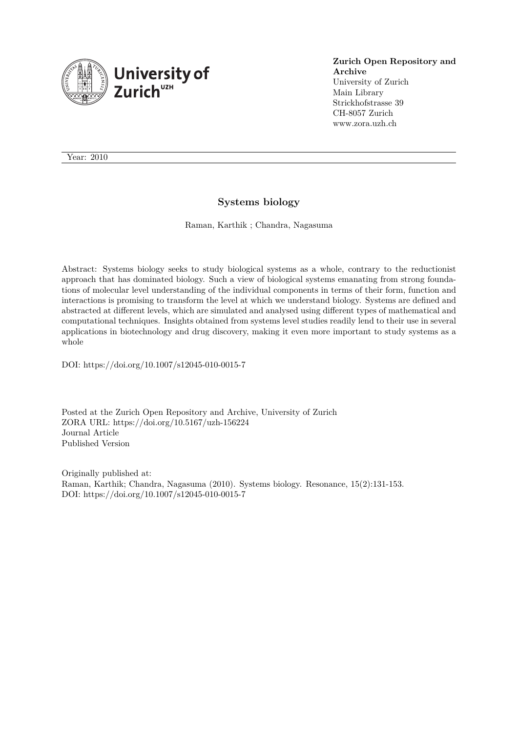**Zurich Open Repository and Archive**
University of Zurich
Main Library
Strickhofstrasse 39
CH-8057 Zurich
www.zora.uzh.ch

Year: 2010

# Systems biology

Raman, Karthik ; Chandra, Nagasuma

Abstract: Systems biology seeks to study biological systems as a whole, contrary to the reductionist approach that has dominated biology. Such a view of biological systems emanating from strong foundations of molecular level understanding of the individual components in terms of their form, function and interactions is promising to transform the level at which we understand biology. Systems are defined and abstracted at different levels, which are simulated and analysed using different types of mathematical and computational techniques. Insights obtained from systems level studies readily lend to their use in several applications in biotechnology and drug discovery, making it even more important to study systems as a whole

DOI: https://doi.org/10.1007/s12045-010-0015-7

Posted at the Zurich Open Repository and Archive, University of Zurich
ZORA URL: https://doi.org/10.5167/uzh-156224
Journal Article
Published Version

Originally published at:
Raman, Karthik; Chandra, Nagasuma (2010). Systems biology. Resonance, 15(2):131-153.
DOI: https://doi.org/10.1007/s12045-010-0015-7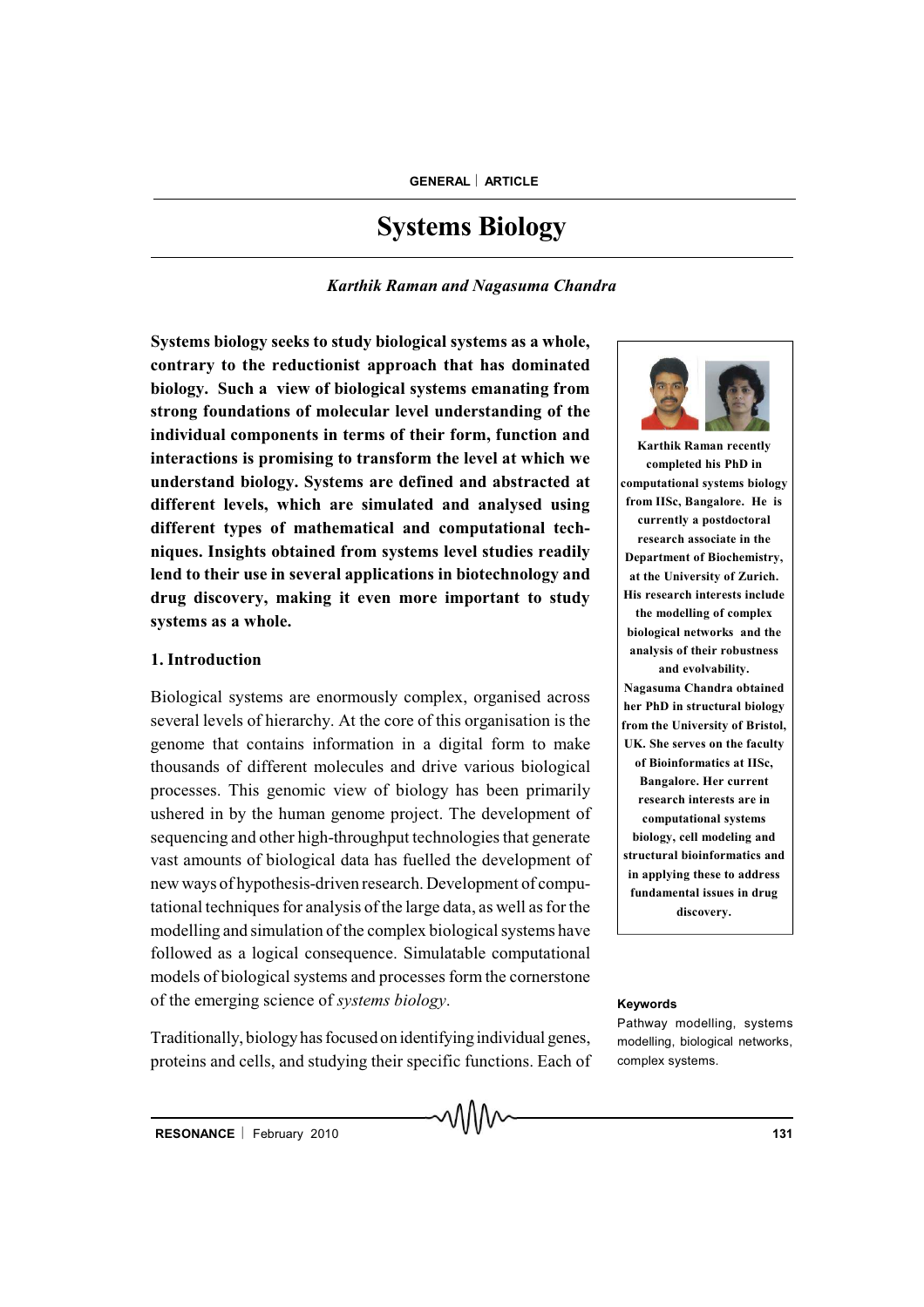# Systems Biology

*Karthik Raman and Nagasuma Chandra*

**Systems biology seeks to study biological systems as a whole, contrary to the reductionist approach that has dominated biology. Such a view of biological systems emanating from strong foundations of molecular level understanding of the individual components in terms of their form, function and interactions is promising to transform the level at which we understand biology. Systems are defined and abstracted at different levels, which are simulated and analysed using different types of mathematical and computational techniques. Insights obtained from systems level studies readily lend to their use in several applications in biotechnology and drug discovery, making it even more important to study systems as a whole.**

**Karthik Raman recently completed his PhD in computational systems biology from IISc, Bangalore. He is currently a postdoctoral research associate in the Department of Biochemistry, at the University of Zurich. His research interests include the modelling of complex biological networks and the analysis of their robustness and evolvability.**

**Nagasuma Chandra obtained her PhD in structural biology from the University of Bristol, UK. She serves on the faculty of Bioinformatics at IISc, Bangalore. Her current research interests are in computational systems biology, cell modeling and structural bioinformatics and in applying these to address fundamental issues in drug discovery.**

## 1. Introduction

Biological systems are enormously complex, organised across several levels of hierarchy. At the core of this organisation is the genome that contains information in a digital form to make thousands of different molecules and drive various biological processes. This genomic view of biology has been primarily ushered in by the human genome project. The development of sequencing and other high-throughput technologies that generate vast amounts of biological data has fuelled the development of new ways of hypothesis-driven research. Development of computational techniques for analysis of the large data, as well as for the modelling and simulation of the complex biological systems have followed as a logical consequence. Simulatable computational models of biological systems and processes form the cornerstone of the emerging science of *systems biology*.

**Keywords**

Pathway modelling, systems modelling, biological networks, complex systems.

Traditionally, biology has focused on identifying individual genes, proteins and cells, and studying their specific functions. Each of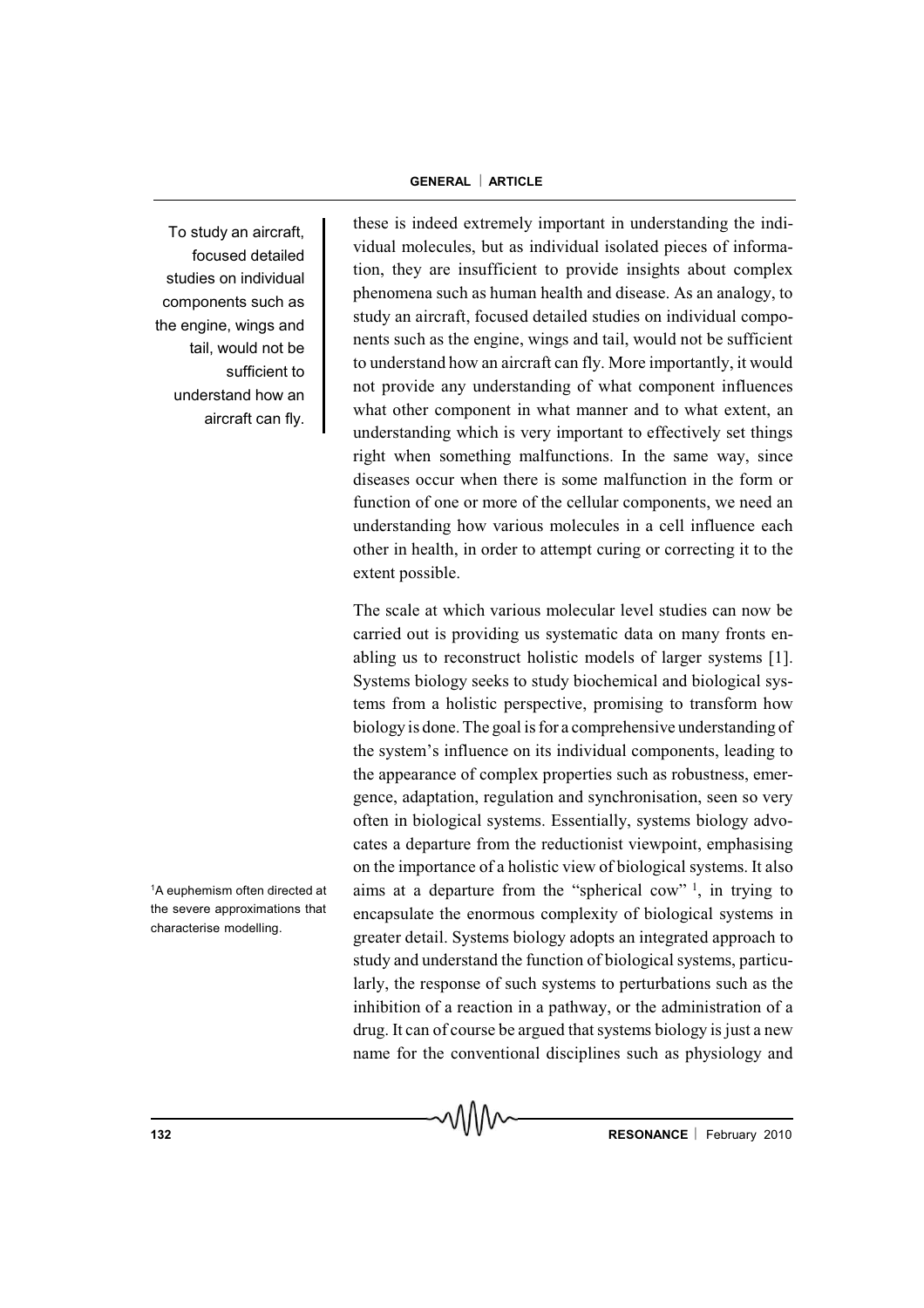these is indeed extremely important in understanding the individual molecules, but as individual isolated pieces of information, they are insufficient to provide insights about complex phenomena such as human health and disease. As an analogy, to study an aircraft, focused detailed studies on individual components such as the engine, wings and tail, would not be sufficient to understand how an aircraft can fly. More importantly, it would not provide any understanding of what component influences what other component in what manner and to what extent, an understanding which is very important to effectively set things right when something malfunctions. In the same way, since diseases occur when there is some malfunction in the form or function of one or more of the cellular components, we need an understanding how various molecules in a cell influence each other in health, in order to attempt curing or correcting it to the extent possible.

> To study an aircraft, focused detailed studies on individual components such as the engine, wings and tail, would not be sufficient to understand how an aircraft can fly.

The scale at which various molecular level studies can now be carried out is providing us systematic data on many fronts enabling us to reconstruct holistic models of larger systems [1]. Systems biology seeks to study biochemical and biological systems from a holistic perspective, promising to transform how biology is done. The goal is for a comprehensive understanding of the system's influence on its individual components, leading to the appearance of complex properties such as robustness, emergence, adaptation, regulation and synchronisation, seen so very often in biological systems. Essentially, systems biology advocates a departure from the reductionist viewpoint, emphasising on the importance of a holistic view of biological systems. It also aims at a departure from the "spherical cow" [1], in trying to encapsulate the enormous complexity of biological systems in greater detail. Systems biology adopts an integrated approach to study and understand the function of biological systems, particularly, the response of such systems to perturbations such as the inhibition of a reaction in a pathway, or the administration of a drug. It can of course be argued that systems biology is just a new name for the conventional disciplines such as physiology and

[1] A euphemism often directed at the severe approximations that characterise modelling.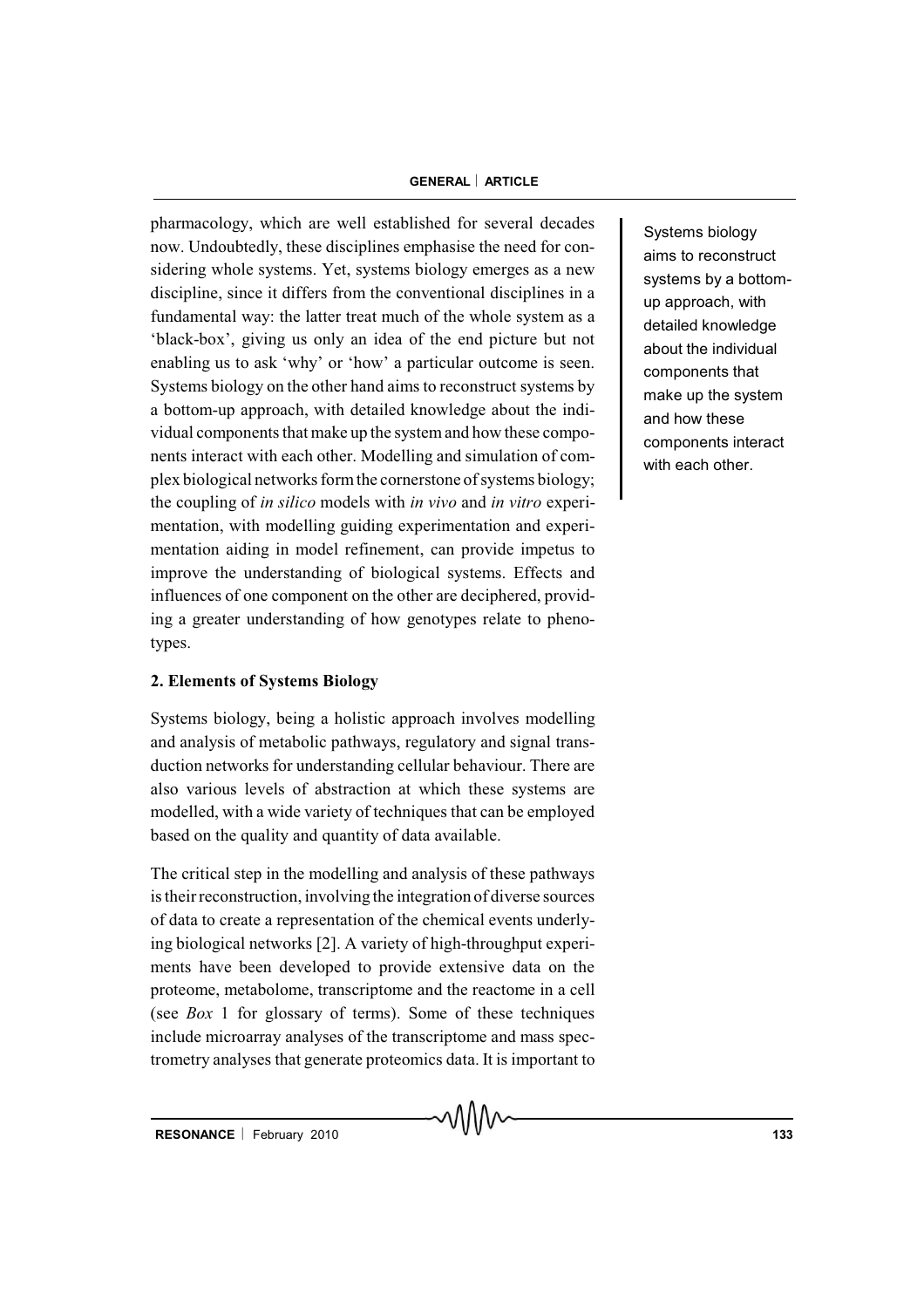pharmacology, which are well established for several decades now. Undoubtedly, these disciplines emphasise the need for considering whole systems. Yet, systems biology emerges as a new discipline, since it differs from the conventional disciplines in a fundamental way: the latter treat much of the whole system as a 'black-box', giving us only an idea of the end picture but not enabling us to ask 'why' or 'how' a particular outcome is seen. Systems biology on the other hand aims to reconstruct systems by a bottom-up approach, with detailed knowledge about the individual components that make up the system and how these components interact with each other. Modelling and simulation of complex biological networks form the cornerstone of systems biology; the coupling of *in silico* models with *in vivo* and *in vitro* experimentation, with modelling guiding experimentation and experimentation aiding in model refinement, can provide impetus to improve the understanding of biological systems. Effects and influences of one component on the other are deciphered, providing a greater understanding of how genotypes relate to phenotypes.

Systems biology aims to reconstruct systems by a bottom-up approach, with detailed knowledge about the individual components that make up the system and how these components interact with each other.

## 2. Elements of Systems Biology

Systems biology, being a holistic approach involves modelling and analysis of metabolic pathways, regulatory and signal transduction networks for understanding cellular behaviour. There are also various levels of abstraction at which these systems are modelled, with a wide variety of techniques that can be employed based on the quality and quantity of data available.

The critical step in the modelling and analysis of these pathways is their reconstruction, involving the integration of diverse sources of data to create a representation of the chemical events underlying biological networks [2]. A variety of high-throughput experiments have been developed to provide extensive data on the proteome, metabolome, transcriptome and the reactome in a cell (see *Box* 1 for glossary of terms). Some of these techniques include microarray analyses of the transcriptome and mass spectrometry analyses that generate proteomics data. It is important to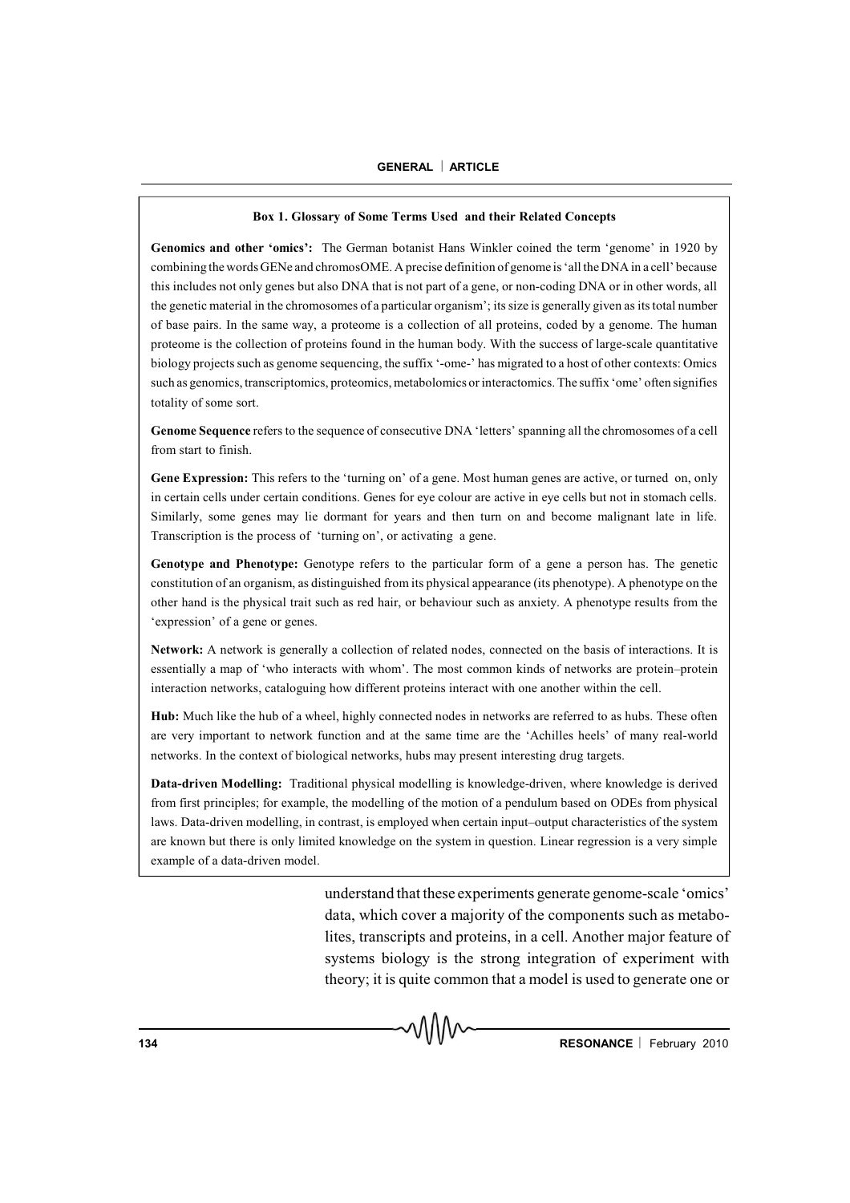**Box 1. Glossary of Some Terms Used and their Related Concepts**

**Genomics and other 'omics':** The German botanist Hans Winkler coined the term 'genome' in 1920 by combining the words GENe and chromosOME. A precise definition of genome is 'all the DNA in a cell' because this includes not only genes but also DNA that is not part of a gene, or non-coding DNA or in other words, all the genetic material in the chromosomes of a particular organism'; its size is generally given as its total number of base pairs. In the same way, a proteome is a collection of all proteins, coded by a genome. The human proteome is the collection of proteins found in the human body. With the success of large-scale quantitative biology projects such as genome sequencing, the suffix '-ome-' has migrated to a host of other contexts: Omics such as genomics, transcriptomics, proteomics, metabolomics or interactomics. The suffix 'ome' often signifies totality of some sort.

**Genome Sequence** refers to the sequence of consecutive DNA 'letters' spanning all the chromosomes of a cell from start to finish.

**Gene Expression:** This refers to the 'turning on' of a gene. Most human genes are active, or turned on, only in certain cells under certain conditions. Genes for eye colour are active in eye cells but not in stomach cells. Similarly, some genes may lie dormant for years and then turn on and become malignant late in life. Transcription is the process of 'turning on', or activating a gene.

**Genotype and Phenotype:** Genotype refers to the particular form of a gene a person has. The genetic constitution of an organism, as distinguished from its physical appearance (its phenotype). A phenotype on the other hand is the physical trait such as red hair, or behaviour such as anxiety. A phenotype results from the 'expression' of a gene or genes.

**Network:** A network is generally a collection of related nodes, connected on the basis of interactions. It is essentially a map of 'who interacts with whom'. The most common kinds of networks are protein–protein interaction networks, cataloguing how different proteins interact with one another within the cell.

**Hub:** Much like the hub of a wheel, highly connected nodes in networks are referred to as hubs. These often are very important to network function and at the same time are the 'Achilles heels' of many real-world networks. In the context of biological networks, hubs may present interesting drug targets.

**Data-driven Modelling:** Traditional physical modelling is knowledge-driven, where knowledge is derived from first principles; for example, the modelling of the motion of a pendulum based on ODEs from physical laws. Data-driven modelling, in contrast, is employed when certain input–output characteristics of the system are known but there is only limited knowledge on the system in question. Linear regression is a very simple example of a data-driven model.

understand that these experiments generate genome-scale 'omics' data, which cover a majority of the components such as metabolites, transcripts and proteins, in a cell. Another major feature of systems biology is the strong integration of experiment with theory; it is quite common that a model is used to generate one or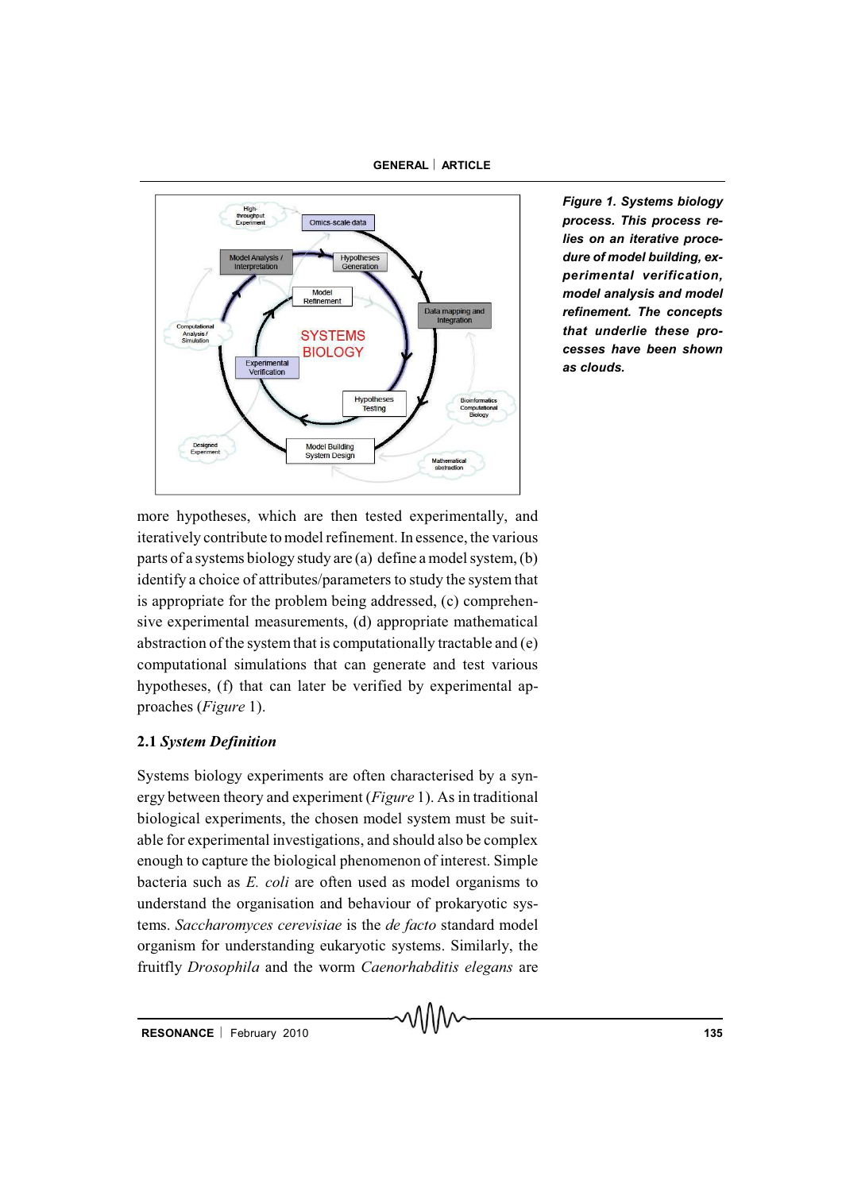*Figure 1. Systems biology process. This process relies on an iterative procedure of model building, experimental verification, model analysis and model refinement. The concepts that underlie these processes have been shown as clouds.*

more hypotheses, which are then tested experimentally, and iteratively contribute to model refinement. In essence, the various parts of a systems biology study are (a) define a model system, (b) identify a choice of attributes/parameters to study the system that is appropriate for the problem being addressed, (c) comprehensive experimental measurements, (d) appropriate mathematical abstraction of the system that is computationally tractable and (e) computational simulations that can generate and test various hypotheses, (f) that can later be verified by experimental approaches (*Figure* 1).

### 2.1 *System Definition*

Systems biology experiments are often characterised by a synergy between theory and experiment (*Figure* 1). As in traditional biological experiments, the chosen model system must be suitable for experimental investigations, and should also be complex enough to capture the biological phenomenon of interest. Simple bacteria such as *E. coli* are often used as model organisms to understand the organisation and behaviour of prokaryotic systems. *Saccharomyces cerevisiae* is the *de facto* standard model organism for understanding eukaryotic systems. Similarly, the fruitfly *Drosophila* and the worm *Caenorhabditis elegans* are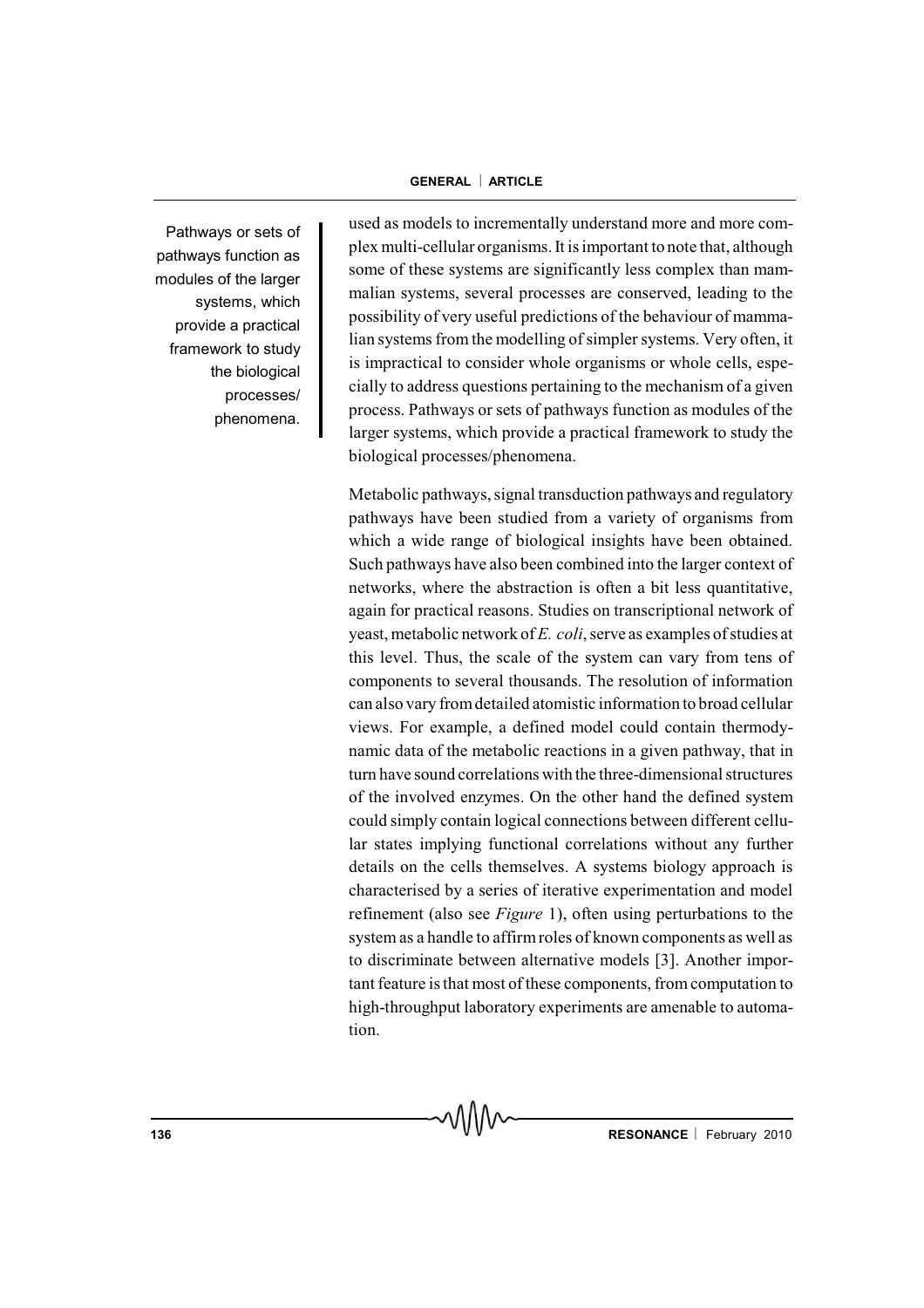Pathways or sets of pathways function as modules of the larger systems, which provide a practical framework to study the biological processes/ phenomena.

used as models to incrementally understand more and more complex multi-cellular organisms. It is important to note that, although some of these systems are significantly less complex than mammalian systems, several processes are conserved, leading to the possibility of very useful predictions of the behaviour of mammalian systems from the modelling of simpler systems. Very often, it is impractical to consider whole organisms or whole cells, especially to address questions pertaining to the mechanism of a given process. Pathways or sets of pathways function as modules of the larger systems, which provide a practical framework to study the biological processes/phenomena.

Metabolic pathways, signal transduction pathways and regulatory pathways have been studied from a variety of organisms from which a wide range of biological insights have been obtained. Such pathways have also been combined into the larger context of networks, where the abstraction is often a bit less quantitative, again for practical reasons. Studies on transcriptional network of yeast, metabolic network of *E. coli*, serve as examples of studies at this level. Thus, the scale of the system can vary from tens of components to several thousands. The resolution of information can also vary from detailed atomistic information to broad cellular views. For example, a defined model could contain thermodynamic data of the metabolic reactions in a given pathway, that in turn have sound correlations with the three-dimensional structures of the involved enzymes. On the other hand the defined system could simply contain logical connections between different cellular states implying functional correlations without any further details on the cells themselves. A systems biology approach is characterised by a series of iterative experimentation and model refinement (also see *Figure* 1), often using perturbations to the system as a handle to affirm roles of known components as well as to discriminate between alternative models [3]. Another important feature is that most of these components, from computation to high-throughput laboratory experiments are amenable to automation.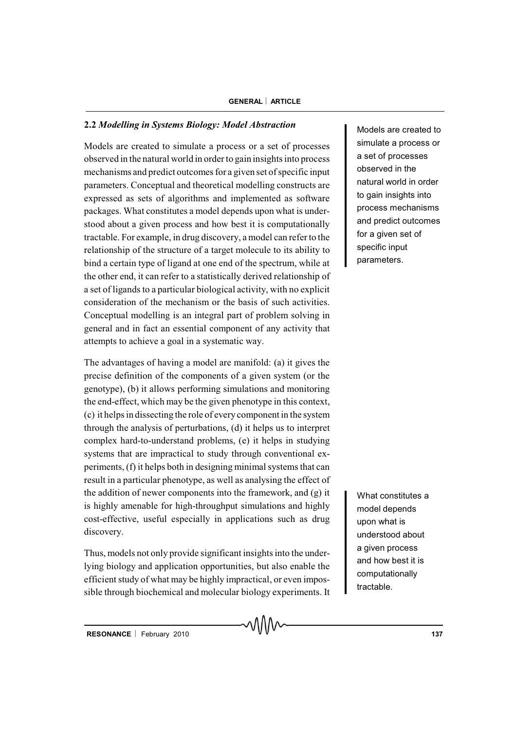### 2.2 *Modelling in Systems Biology: Model Abstraction*

Models are created to simulate a process or a set of processes observed in the natural world in order to gain insights into process mechanisms and predict outcomes for a given set of specific input parameters. Conceptual and theoretical modelling constructs are expressed as sets of algorithms and implemented as software packages. What constitutes a model depends upon what is understood about a given process and how best it is computationally tractable. For example, in drug discovery, a model can refer to the relationship of the structure of a target molecule to its ability to bind a certain type of ligand at one end of the spectrum, while at the other end, it can refer to a statistically derived relationship of a set of ligands to a particular biological activity, with no explicit consideration of the mechanism or the basis of such activities. Conceptual modelling is an integral part of problem solving in general and in fact an essential component of any activity that attempts to achieve a goal in a systematic way.

The advantages of having a model are manifold: (a) it gives the precise definition of the components of a given system (or the genotype), (b) it allows performing simulations and monitoring the end-effect, which may be the given phenotype in this context, (c) it helps in dissecting the role of every component in the system through the analysis of perturbations, (d) it helps us to interpret complex hard-to-understand problems, (e) it helps in studying systems that are impractical to study through conventional experiments, (f) it helps both in designing minimal systems that can result in a particular phenotype, as well as analysing the effect of the addition of newer components into the framework, and (g) it is highly amenable for high-throughput simulations and highly cost-effective, useful especially in applications such as drug discovery.

Thus, models not only provide significant insights into the underlying biology and application opportunities, but also enable the efficient study of what may be highly impractical, or even impossible through biochemical and molecular biology experiments. It

> Models are created to simulate a process or a set of processes observed in the natural world in order to gain insights into process mechanisms and predict outcomes for a given set of specific input parameters.

> What constitutes a model depends upon what is understood about a given process and how best it is computationally tractable.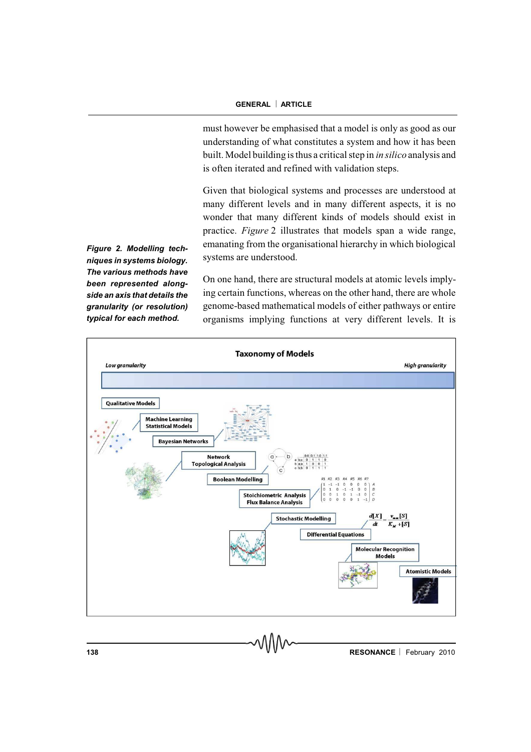must however be emphasised that a model is only as good as our understanding of what constitutes a system and how it has been built. Model building is thus a critical step in *in silico* analysis and is often iterated and refined with validation steps.

Given that biological systems and processes are understood at many different levels and in many different aspects, it is no wonder that many different kinds of models should exist in practice. *Figure* 2 illustrates that models span a wide range, emanating from the organisational hierarchy in which biological systems are understood.

***Figure 2. Modelling techniques in systems biology. The various methods have been represented alongside an axis that details the granularity (or resolution) typical for each method.***

On one hand, there are structural models at atomic levels implying certain functions, whereas on the other hand, there are whole genome-based mathematical models of either pathways or entire organisms implying functions at very different levels. It is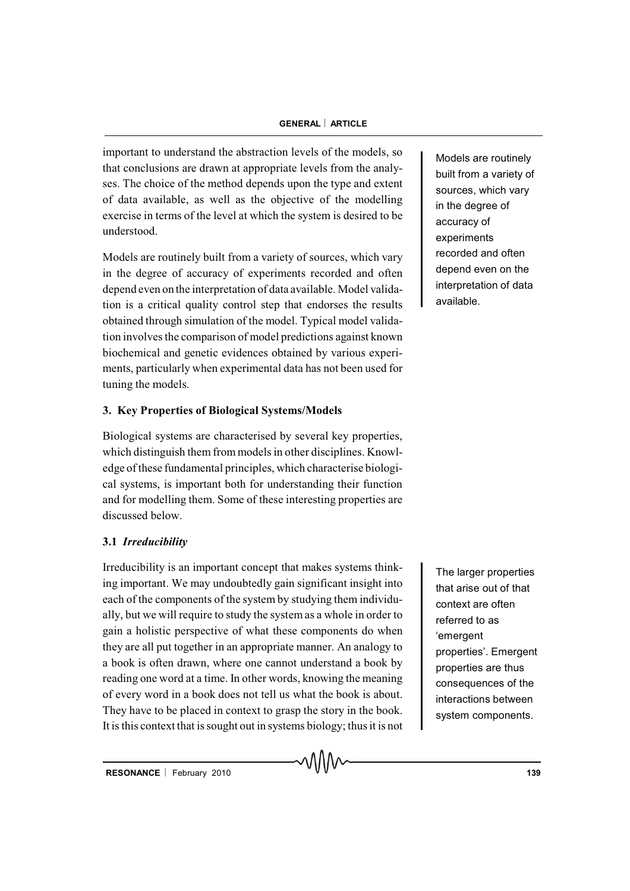important to understand the abstraction levels of the models, so that conclusions are drawn at appropriate levels from the analyses. The choice of the method depends upon the type and extent of data available, as well as the objective of the modelling exercise in terms of the level at which the system is desired to be understood.

Models are routinely built from a variety of sources, which vary in the degree of accuracy of experiments recorded and often depend even on the interpretation of data available. Model validation is a critical quality control step that endorses the results obtained through simulation of the model. Typical model validation involves the comparison of model predictions against known biochemical and genetic evidences obtained by various experiments, particularly when experimental data has not been used for tuning the models.

Models are routinely built from a variety of sources, which vary in the degree of accuracy of experiments recorded and often depend even on the interpretation of data available.

## 3. Key Properties of Biological Systems/Models

Biological systems are characterised by several key properties, which distinguish them from models in other disciplines. Knowledge of these fundamental principles, which characterise biological systems, is important both for understanding their function and for modelling them. Some of these interesting properties are discussed below.

### 3.1 *Irreducibility*

Irreducibility is an important concept that makes systems thinking important. We may undoubtedly gain significant insight into each of the components of the system by studying them individually, but we will require to study the system as a whole in order to gain a holistic perspective of what these components do when they are all put together in an appropriate manner. An analogy to a book is often drawn, where one cannot understand a book by reading one word at a time. In other words, knowing the meaning of every word in a book does not tell us what the book is about. They have to be placed in context to grasp the story in the book. It is this context that is sought out in systems biology; thus it is not

The larger properties that arise out of that context are often referred to as 'emergent properties'. Emergent properties are thus consequences of the interactions between system components.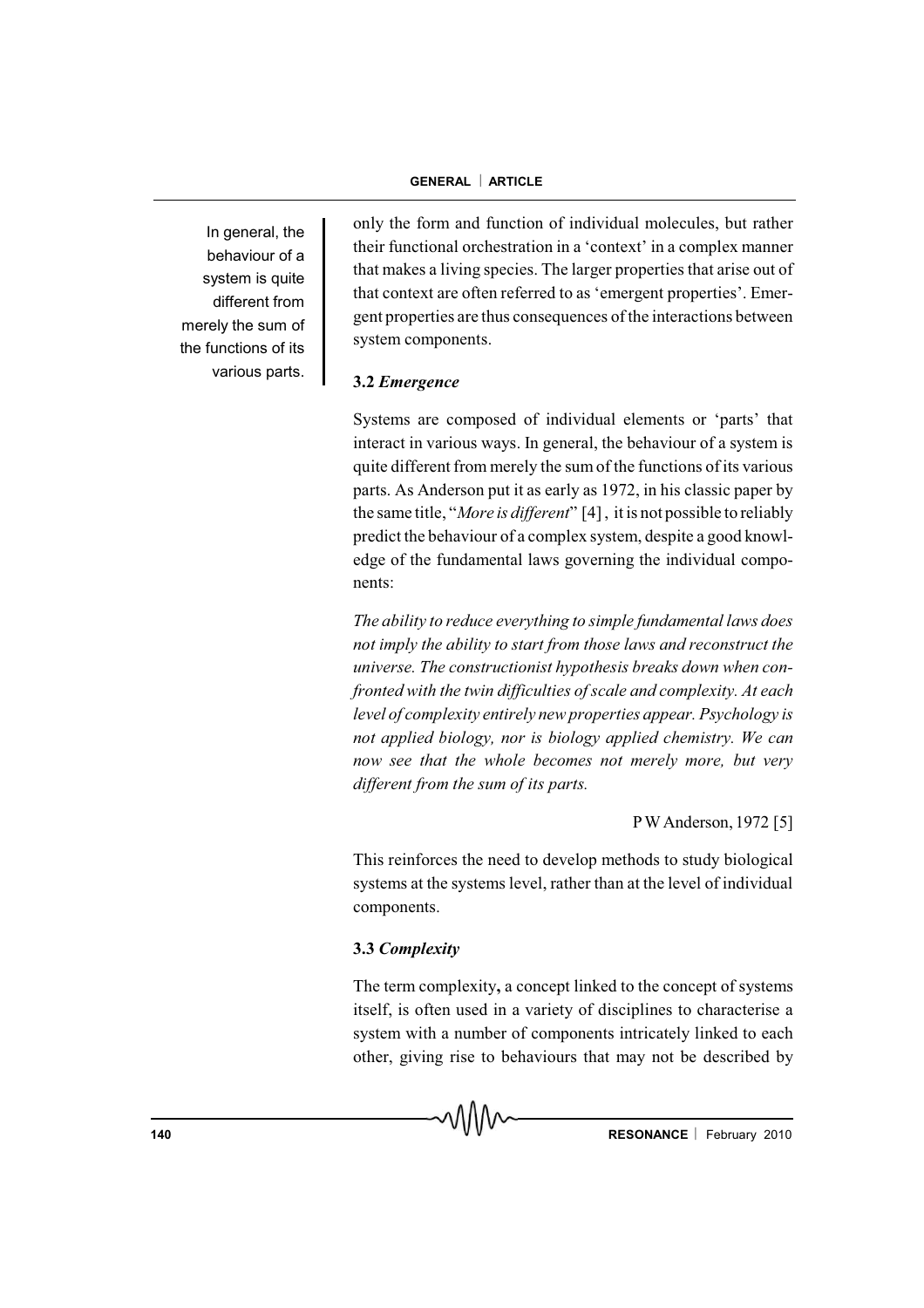only the form and function of individual molecules, but rather their functional orchestration in a 'context' in a complex manner that makes a living species. The larger properties that arise out of that context are often referred to as 'emergent properties'. Emergent properties are thus consequences of the interactions between system components.

In general, the behaviour of a system is quite different from merely the sum of the functions of its various parts.

### 3.2 *Emergence*

Systems are composed of individual elements or 'parts' that interact in various ways. In general, the behaviour of a system is quite different from merely the sum of the functions of its various parts. As Anderson put it as early as 1972, in his classic paper by the same title, "*More is different*" [4] , it is not possible to reliably predict the behaviour of a complex system, despite a good knowledge of the fundamental laws governing the individual components:

*The ability to reduce everything to simple fundamental laws does not imply the ability to start from those laws and reconstruct the universe. The constructionist hypothesis breaks down when confronted with the twin difficulties of scale and complexity. At each level of complexity entirely new properties appear. Psychology is not applied biology, nor is biology applied chemistry. We can now see that the whole becomes not merely more, but very different from the sum of its parts.*

P W Anderson, 1972 [5]

This reinforces the need to develop methods to study biological systems at the systems level, rather than at the level of individual components.

### 3.3 *Complexity*

The term complexity**,** a concept linked to the concept of systems itself, is often used in a variety of disciplines to characterise a system with a number of components intricately linked to each other, giving rise to behaviours that may not be described by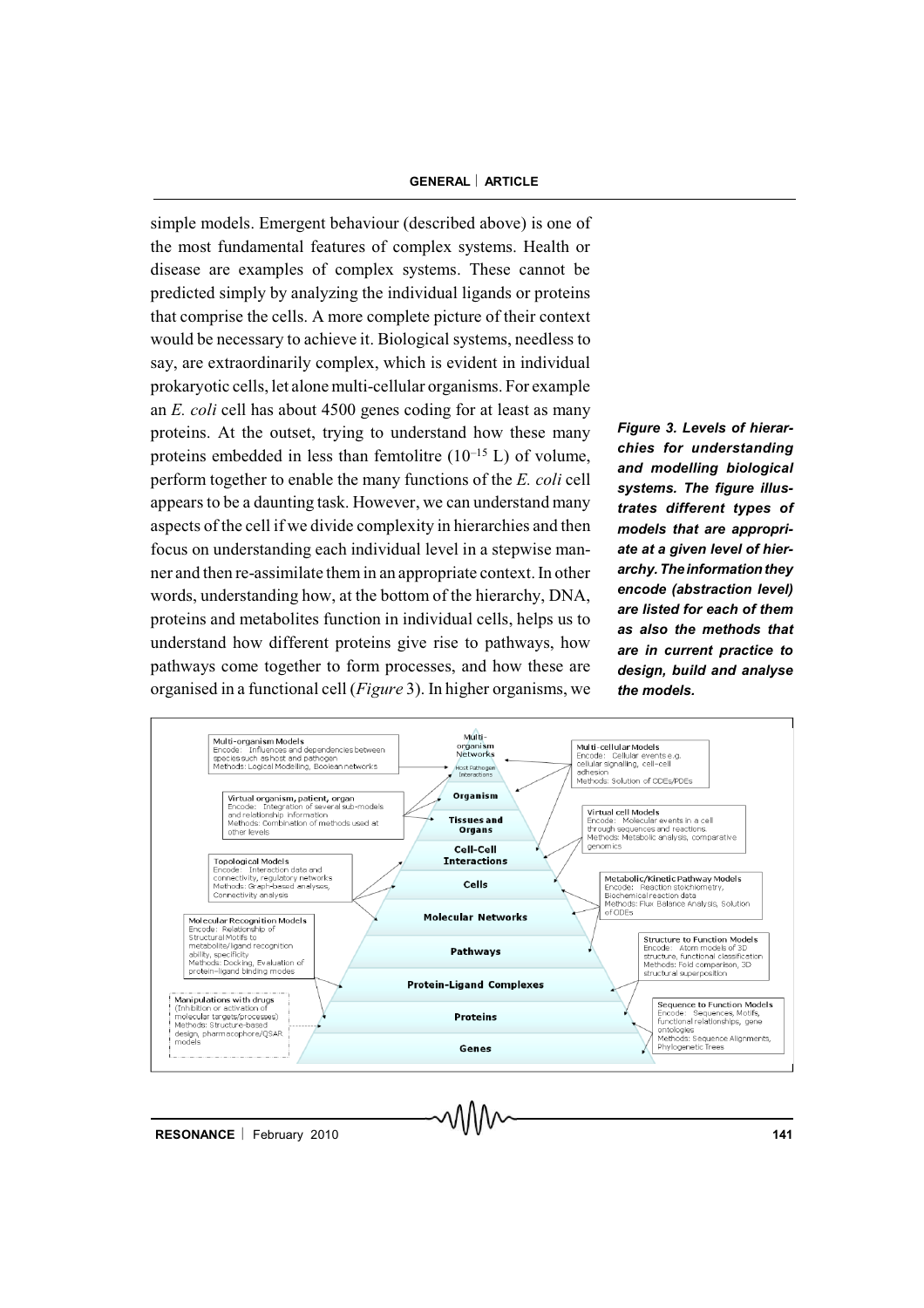simple models. Emergent behaviour (described above) is one of the most fundamental features of complex systems. Health or disease are examples of complex systems. These cannot be predicted simply by analyzing the individual ligands or proteins that comprise the cells. A more complete picture of their context would be necessary to achieve it. Biological systems, needless to say, are extraordinarily complex, which is evident in individual prokaryotic cells, let alone multi-cellular organisms. For example an *E. coli* cell has about 4500 genes coding for at least as many proteins. At the outset, trying to understand how these many proteins embedded in less than femtolitre ($10^{-15}$ L) of volume, perform together to enable the many functions of the *E. coli* cell appears to be a daunting task. However, we can understand many aspects of the cell if we divide complexity in hierarchies and then focus on understanding each individual level in a stepwise manner and then re-assimilate them in an appropriate context. In other words, understanding how, at the bottom of the hierarchy, DNA, proteins and metabolites function in individual cells, helps us to understand how different proteins give rise to pathways, how pathways come together to form processes, and how these are organised in a functional cell (*Figure* 3). In higher organisms, we

***Figure 3. Levels of hierarchies for understanding and modelling biological systems. The figure illustrates different types of models that are appropriate at a given level of hierarchy. The information they encode (abstraction level) are listed for each of them as also the methods that are in current practice to design, build and analyse the models.***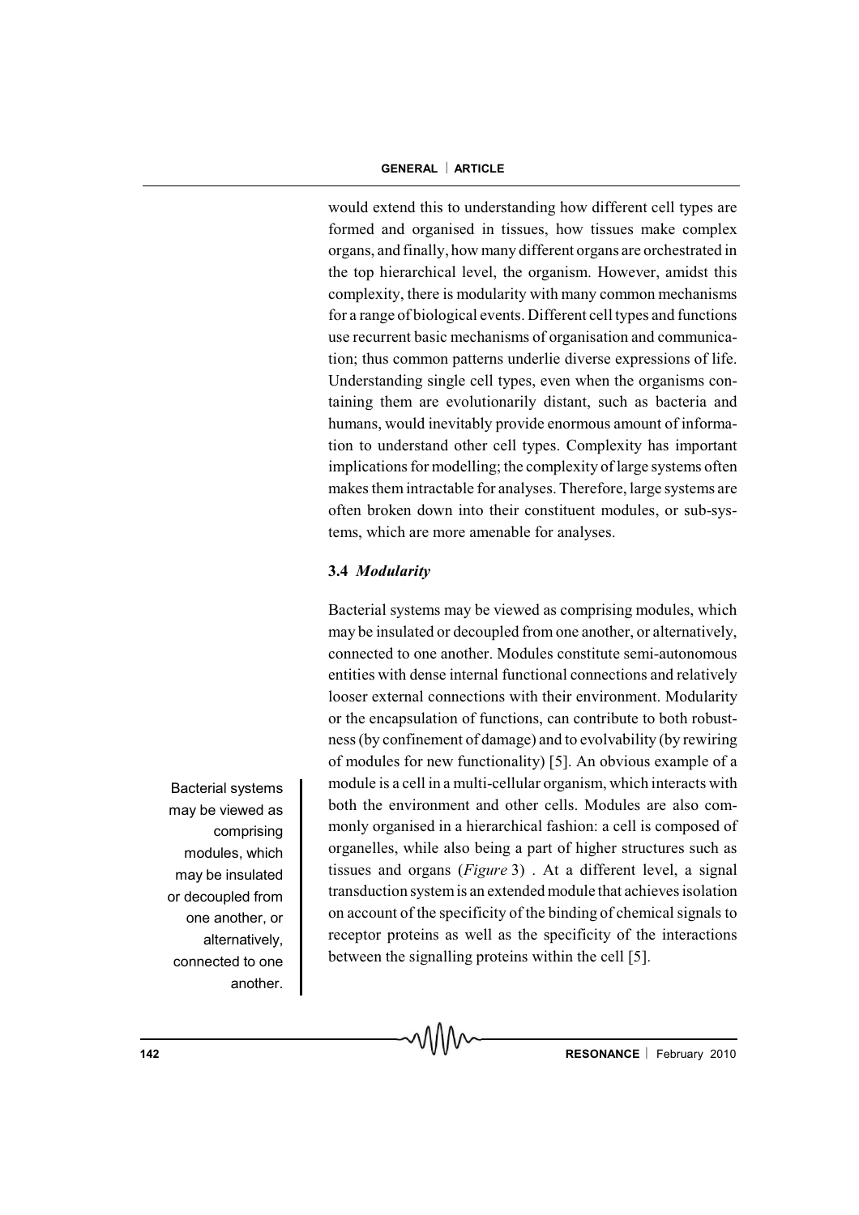would extend this to understanding how different cell types are formed and organised in tissues, how tissues make complex organs, and finally, how many different organs are orchestrated in the top hierarchical level, the organism. However, amidst this complexity, there is modularity with many common mechanisms for a range of biological events. Different cell types and functions use recurrent basic mechanisms of organisation and communication; thus common patterns underlie diverse expressions of life. Understanding single cell types, even when the organisms containing them are evolutionarily distant, such as bacteria and humans, would inevitably provide enormous amount of information to understand other cell types. Complexity has important implications for modelling; the complexity of large systems often makes them intractable for analyses. Therefore, large systems are often broken down into their constituent modules, or sub-systems, which are more amenable for analyses.

### 3.4 *Modularity*

Bacterial systems may be viewed as comprising modules, which may be insulated or decoupled from one another, or alternatively, connected to one another. Modules constitute semi-autonomous entities with dense internal functional connections and relatively looser external connections with their environment. Modularity or the encapsulation of functions, can contribute to both robustness (by confinement of damage) and to evolvability (by rewiring of modules for new functionality) [5]. An obvious example of a module is a cell in a multi-cellular organism, which interacts with both the environment and other cells. Modules are also commonly organised in a hierarchical fashion: a cell is composed of organelles, while also being a part of higher structures such as tissues and organs (*Figure* 3) . At a different level, a signal transduction system is an extended module that achieves isolation on account of the specificity of the binding of chemical signals to receptor proteins as well as the specificity of the interactions between the signalling proteins within the cell [5].

Bacterial systems may be viewed as comprising modules, which may be insulated or decoupled from one another, or alternatively, connected to one another.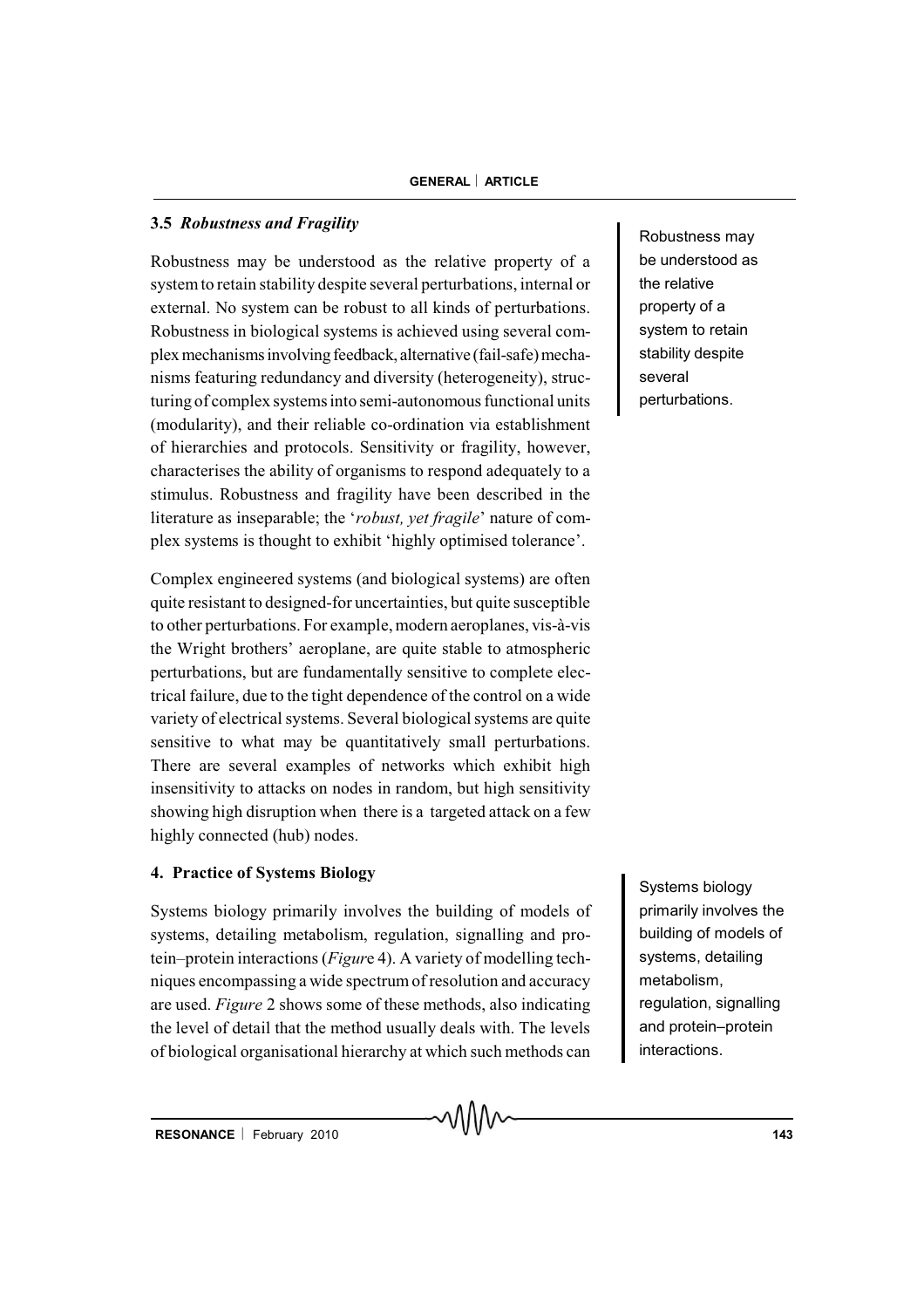### 3.5 *Robustness and Fragility*

Robustness may be understood as the relative property of a system to retain stability despite several perturbations, internal or external. No system can be robust to all kinds of perturbations. Robustness in biological systems is achieved using several complex mechanisms involving feedback, alternative (fail-safe) mechanisms featuring redundancy and diversity (heterogeneity), structuring of complex systems into semi-autonomous functional units (modularity), and their reliable co-ordination via establishment of hierarchies and protocols. Sensitivity or fragility, however, characterises the ability of organisms to respond adequately to a stimulus. Robustness and fragility have been described in the literature as inseparable; the '*robust, yet fragile*' nature of complex systems is thought to exhibit 'highly optimised tolerance'.

> Robustness may be understood as the relative property of a system to retain stability despite several perturbations.

Complex engineered systems (and biological systems) are often quite resistant to designed-for uncertainties, but quite susceptible to other perturbations. For example, modern aeroplanes, vis-à-vis the Wright brothers' aeroplane, are quite stable to atmospheric perturbations, but are fundamentally sensitive to complete electrical failure, due to the tight dependence of the control on a wide variety of electrical systems. Several biological systems are quite sensitive to what may be quantitatively small perturbations. There are several examples of networks which exhibit high insensitivity to attacks on nodes in random, but high sensitivity showing high disruption when there is a targeted attack on a few highly connected (hub) nodes.

## 4. Practice of Systems Biology

Systems biology primarily involves the building of models of systems, detailing metabolism, regulation, signalling and protein–protein interactions (*Figur*e 4). A variety of modelling techniques encompassing a wide spectrum of resolution and accuracy are used. *Figure* 2 shows some of these methods, also indicating the level of detail that the method usually deals with. The levels of biological organisational hierarchy at which such methods can

> Systems biology primarily involves the building of models of systems, detailing metabolism, regulation, signalling and protein–protein interactions.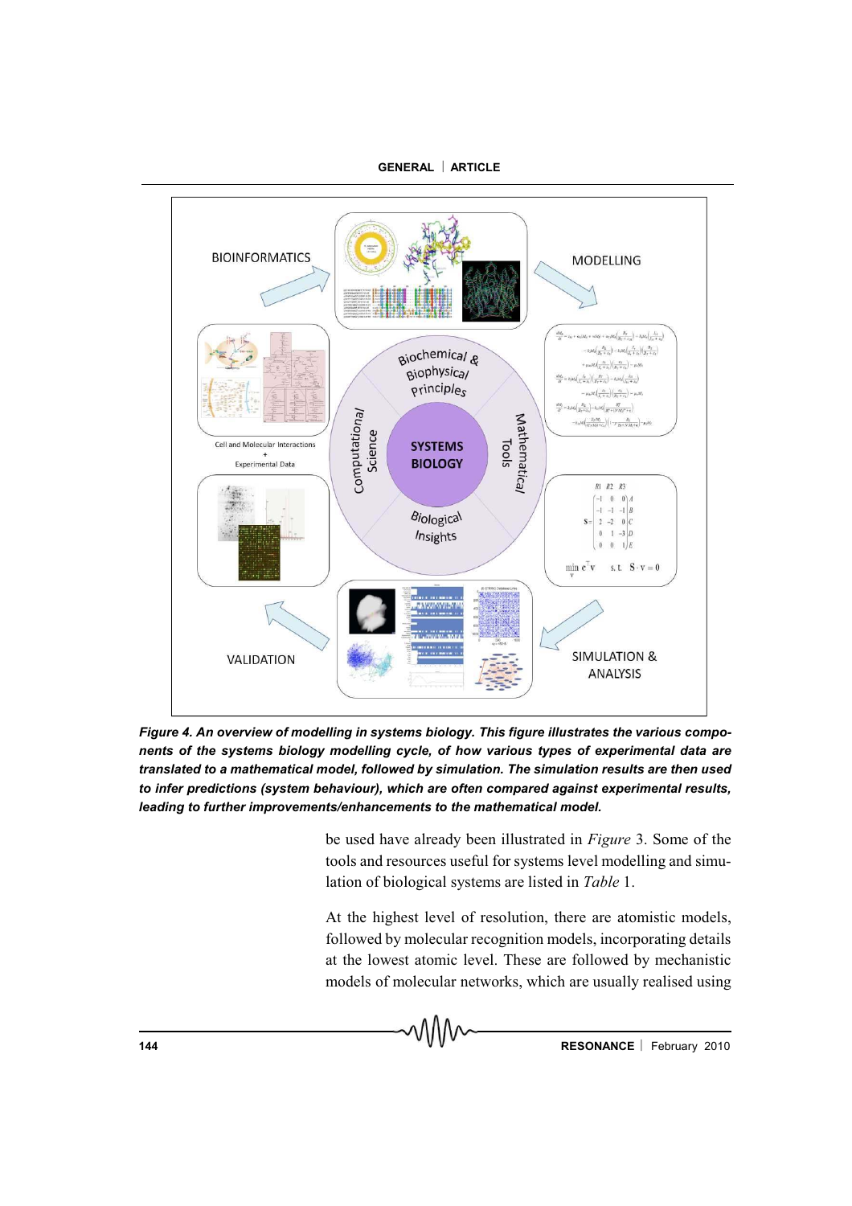*Figure 4. An overview of modelling in systems biology. This figure illustrates the various components of the systems biology modelling cycle, of how various types of experimental data are translated to a mathematical model, followed by simulation. The simulation results are then used to infer predictions (system behaviour), which are often compared against experimental results, leading to further improvements/enhancements to the mathematical model.*

be used have already been illustrated in *Figure* 3. Some of the tools and resources useful for systems level modelling and simulation of biological systems are listed in *Table* 1.

At the highest level of resolution, there are atomistic models, followed by molecular recognition models, incorporating details at the lowest atomic level. These are followed by mechanistic models of molecular networks, which are usually realised using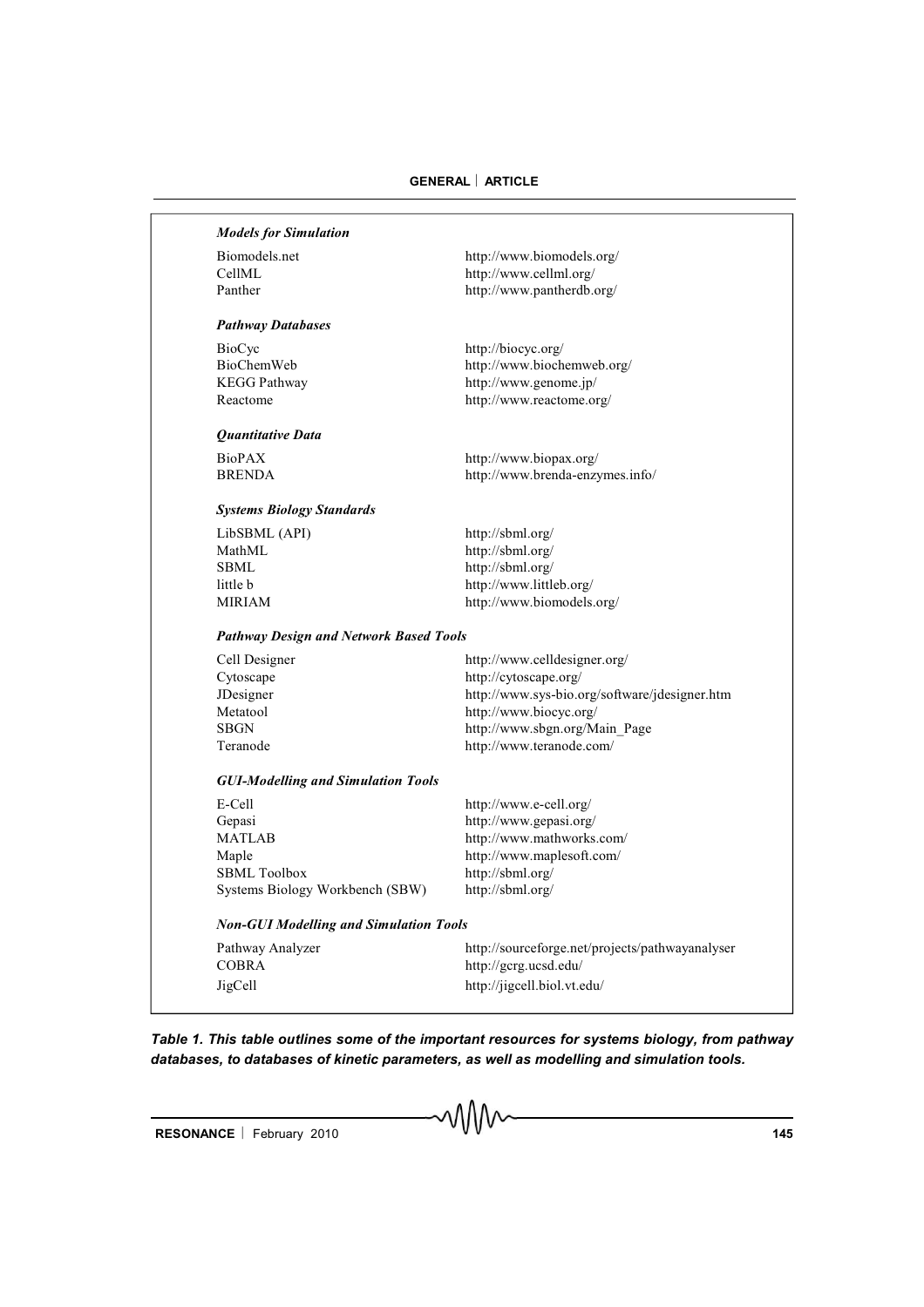| | |
|---|---|
| ***Models for Simulation*** | |
| Biomodels.net | http://www.biomodels.org/ |
| CellML | http://www.cellml.org/ |
| Panther | http://www.pantherdb.org/ |
| ***Pathway Databases*** | |
| BioCyc | http://biocyc.org/ |
| BioChemWeb | http://www.biochemweb.org/ |
| KEGG Pathway | http://www.genome.jp/ |
| Reactome | http://www.reactome.org/ |
| ***Quantitative Data*** | |
| BioPAX | http://www.biopax.org/ |
| BRENDA | http://www.brenda-enzymes.info/ |
| ***Systems Biology Standards*** | |
| LibSBML (API) | http://sbml.org/ |
| MathML | http://sbml.org/ |
| SBML | http://sbml.org/ |
| little b | http://www.littleb.org/ |
| MIRIAM | http://www.biomodels.org/ |
| ***Pathway Design and Network Based Tools*** | |
| Cell Designer | http://www.celldesigner.org/ |
| Cytoscape | http://cytoscape.org/ |
| JDesigner | http://www.sys-bio.org/software/jdesigner.htm |
| Metatool | http://www.biocyc.org/ |
| SBGN | http://www.sbgn.org/Main_Page |
| Teranode | http://www.teranode.com/ |
| ***GUI-Modelling and Simulation Tools*** | |
| E-Cell | http://www.e-cell.org/ |
| Gepasi | http://www.gepasi.org/ |
| MATLAB | http://www.mathworks.com/ |
| Maple | http://www.maplesoft.com/ |
| SBML Toolbox | http://sbml.org/ |
| Systems Biology Workbench (SBW) | http://sbml.org/ |
| ***Non-GUI Modelling and Simulation Tools*** | |
| Pathway Analyzer | http://sourceforge.net/projects/pathwayanalyser |
| COBRA | http://gcrg.ucsd.edu/ |
| JigCell | http://jigcell.biol.vt.edu/ |

***Table 1. This table outlines some of the important resources for systems biology, from pathway databases, to databases of kinetic parameters, as well as modelling and simulation tools.***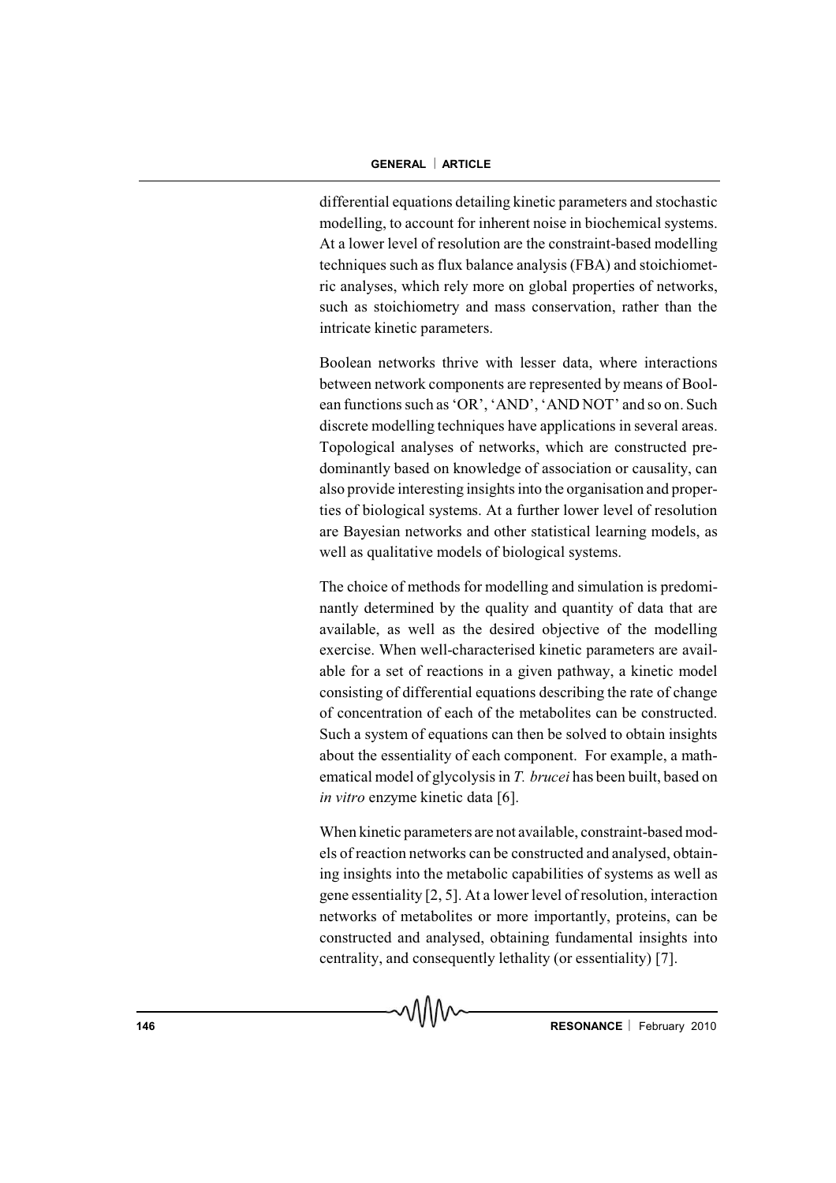differential equations detailing kinetic parameters and stochastic modelling, to account for inherent noise in biochemical systems. At a lower level of resolution are the constraint-based modelling techniques such as flux balance analysis (FBA) and stoichiometric analyses, which rely more on global properties of networks, such as stoichiometry and mass conservation, rather than the intricate kinetic parameters.

Boolean networks thrive with lesser data, where interactions between network components are represented by means of Boolean functions such as 'OR', 'AND', 'AND NOT' and so on. Such discrete modelling techniques have applications in several areas. Topological analyses of networks, which are constructed predominantly based on knowledge of association or causality, can also provide interesting insights into the organisation and properties of biological systems. At a further lower level of resolution are Bayesian networks and other statistical learning models, as well as qualitative models of biological systems.

The choice of methods for modelling and simulation is predominantly determined by the quality and quantity of data that are available, as well as the desired objective of the modelling exercise. When well-characterised kinetic parameters are available for a set of reactions in a given pathway, a kinetic model consisting of differential equations describing the rate of change of concentration of each of the metabolites can be constructed. Such a system of equations can then be solved to obtain insights about the essentiality of each component. For example, a mathematical model of glycolysis in *T. brucei* has been built, based on *in vitro* enzyme kinetic data [6].

When kinetic parameters are not available, constraint-based models of reaction networks can be constructed and analysed, obtaining insights into the metabolic capabilities of systems as well as gene essentiality [2, 5]. At a lower level of resolution, interaction networks of metabolites or more importantly, proteins, can be constructed and analysed, obtaining fundamental insights into centrality, and consequently lethality (or essentiality) [7].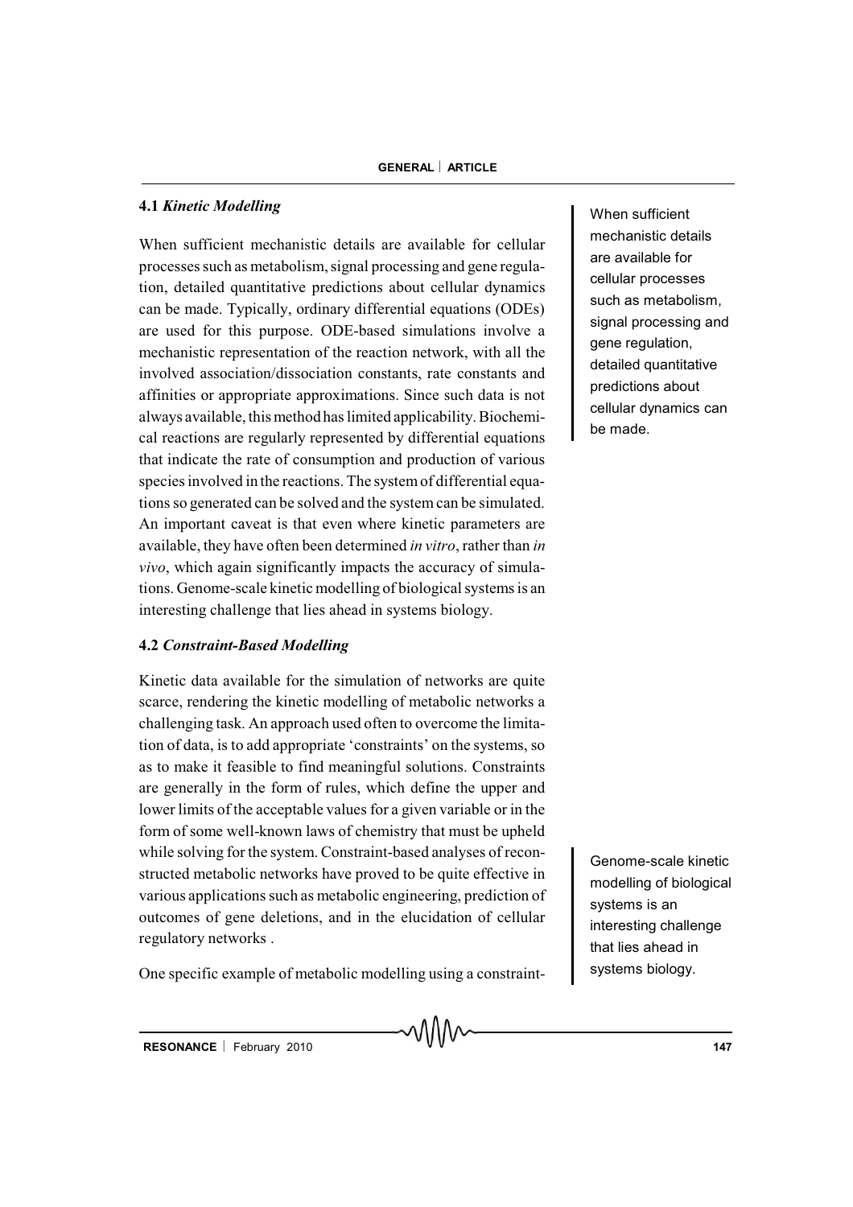### 4.1 *Kinetic Modelling*

When sufficient mechanistic details are available for cellular processes such as metabolism, signal processing and gene regulation, detailed quantitative predictions about cellular dynamics can be made. Typically, ordinary differential equations (ODEs) are used for this purpose. ODE-based simulations involve a mechanistic representation of the reaction network, with all the involved association/dissociation constants, rate constants and affinities or appropriate approximations. Since such data is not always available, this method has limited applicability. Biochemical reactions are regularly represented by differential equations that indicate the rate of consumption and production of various species involved in the reactions. The system of differential equations so generated can be solved and the system can be simulated. An important caveat is that even where kinetic parameters are available, they have often been determined *in vitro*, rather than *in vivo*, which again significantly impacts the accuracy of simulations. Genome-scale kinetic modelling of biological systems is an interesting challenge that lies ahead in systems biology.

> When sufficient mechanistic details are available for cellular processes such as metabolism, signal processing and gene regulation, detailed quantitative predictions about cellular dynamics can be made.

### 4.2 *Constraint-Based Modelling*

Kinetic data available for the simulation of networks are quite scarce, rendering the kinetic modelling of metabolic networks a challenging task. An approach used often to overcome the limitation of data, is to add appropriate 'constraints' on the systems, so as to make it feasible to find meaningful solutions. Constraints are generally in the form of rules, which define the upper and lower limits of the acceptable values for a given variable or in the form of some well-known laws of chemistry that must be upheld while solving for the system. Constraint-based analyses of reconstructed metabolic networks have proved to be quite effective in various applications such as metabolic engineering, prediction of outcomes of gene deletions, and in the elucidation of cellular regulatory networks .

> Genome-scale kinetic modelling of biological systems is an interesting challenge that lies ahead in systems biology.

One specific example of metabolic modelling using a constraint-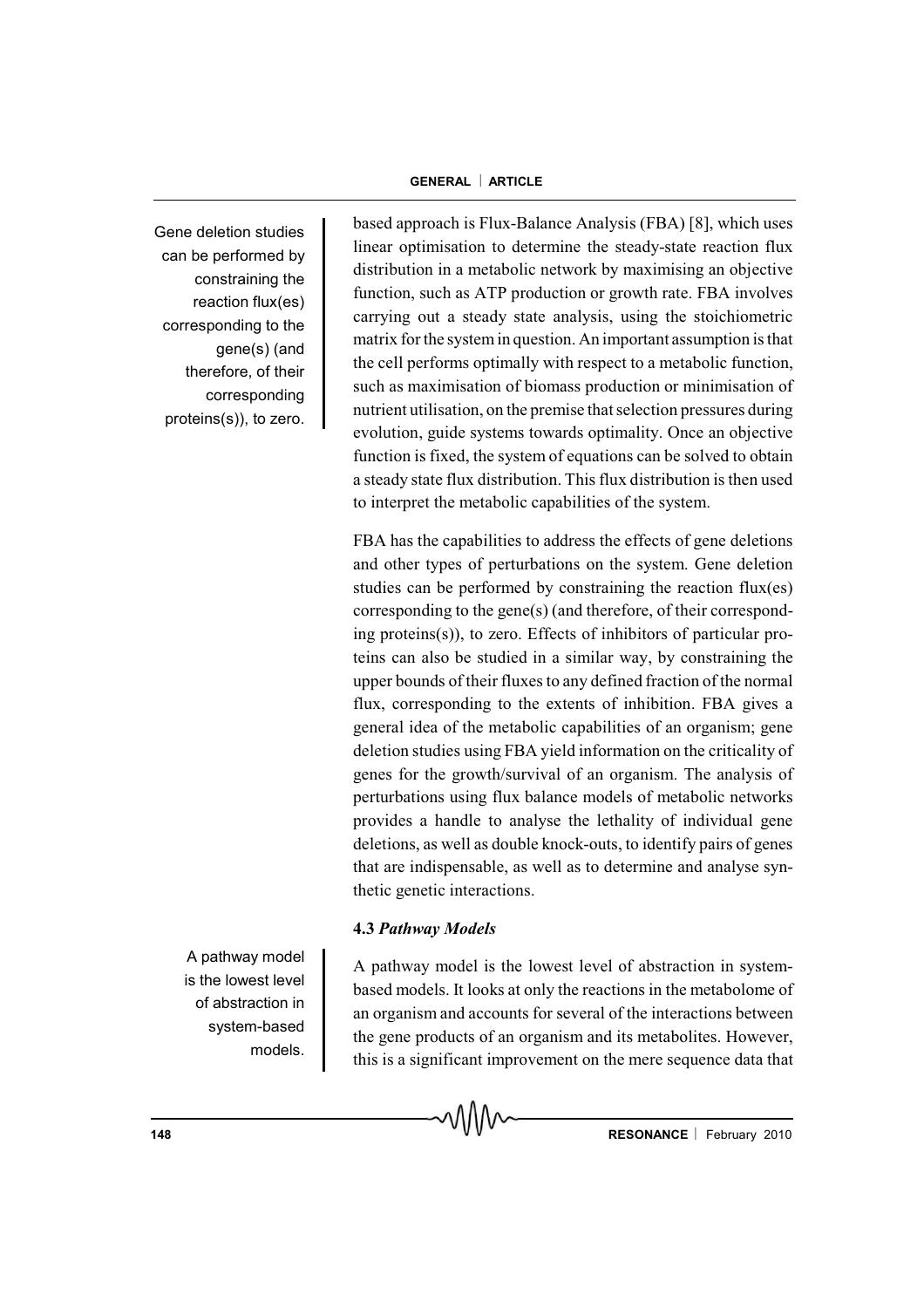based approach is Flux-Balance Analysis (FBA) [8], which uses linear optimisation to determine the steady-state reaction flux distribution in a metabolic network by maximising an objective function, such as ATP production or growth rate. FBA involves carrying out a steady state analysis, using the stoichiometric matrix for the system in question. An important assumption is that the cell performs optimally with respect to a metabolic function, such as maximisation of biomass production or minimisation of nutrient utilisation, on the premise that selection pressures during evolution, guide systems towards optimality. Once an objective function is fixed, the system of equations can be solved to obtain a steady state flux distribution. This flux distribution is then used to interpret the metabolic capabilities of the system.

Gene deletion studies can be performed by constraining the reaction flux(es) corresponding to the gene(s) (and therefore, of their corresponding proteins(s)), to zero.

FBA has the capabilities to address the effects of gene deletions and other types of perturbations on the system. Gene deletion studies can be performed by constraining the reaction flux(es) corresponding to the gene(s) (and therefore, of their corresponding proteins(s)), to zero. Effects of inhibitors of particular proteins can also be studied in a similar way, by constraining the upper bounds of their fluxes to any defined fraction of the normal flux, corresponding to the extents of inhibition. FBA gives a general idea of the metabolic capabilities of an organism; gene deletion studies using FBA yield information on the criticality of genes for the growth/survival of an organism. The analysis of perturbations using flux balance models of metabolic networks provides a handle to analyse the lethality of individual gene deletions, as well as double knock-outs, to identify pairs of genes that are indispensable, as well as to determine and analyse synthetic genetic interactions.

### 4.3 *Pathway Models*

A pathway model is the lowest level of abstraction in system-based models.

A pathway model is the lowest level of abstraction in system-based models. It looks at only the reactions in the metabolome of an organism and accounts for several of the interactions between the gene products of an organism and its metabolites. However, this is a significant improvement on the mere sequence data that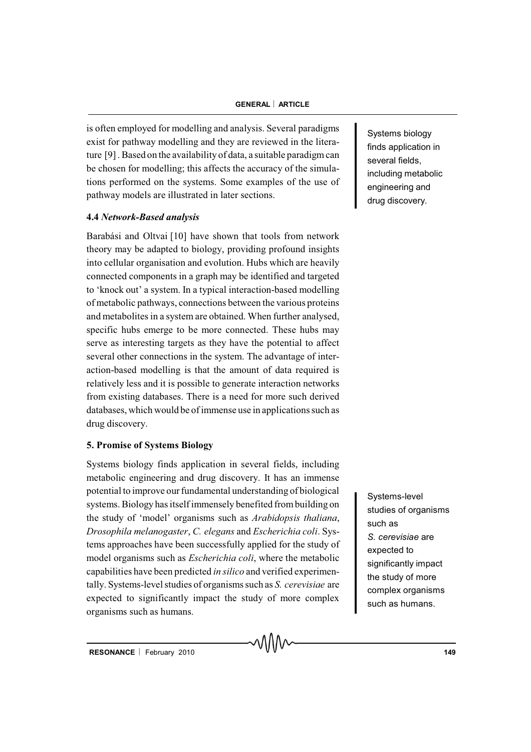is often employed for modelling and analysis. Several paradigms exist for pathway modelling and they are reviewed in the literature [9] . Based on the availability of data, a suitable paradigm can be chosen for modelling; this affects the accuracy of the simulations performed on the systems. Some examples of the use of pathway models are illustrated in later sections.

Systems biology finds application in several fields, including metabolic engineering and drug discovery.

### 4.4 *Network-Based analysis*

Barabási and Oltvai [10] have shown that tools from network theory may be adapted to biology, providing profound insights into cellular organisation and evolution. Hubs which are heavily connected components in a graph may be identified and targeted to 'knock out' a system. In a typical interaction-based modelling of metabolic pathways, connections between the various proteins and metabolites in a system are obtained. When further analysed, specific hubs emerge to be more connected. These hubs may serve as interesting targets as they have the potential to affect several other connections in the system. The advantage of interaction-based modelling is that the amount of data required is relatively less and it is possible to generate interaction networks from existing databases. There is a need for more such derived databases, which would be of immense use in applications such as drug discovery.

## 5. Promise of Systems Biology

Systems biology finds application in several fields, including metabolic engineering and drug discovery. It has an immense potential to improve our fundamental understanding of biological systems. Biology has itself immensely benefited from building on the study of 'model' organisms such as *Arabidopsis thaliana*, *Drosophila melanogaster*, *C. elegans* and *Escherichia coli*. Systems approaches have been successfully applied for the study of model organisms such as *Escherichia coli*, where the metabolic capabilities have been predicted *in silico* and verified experimentally. Systems-level studies of organisms such as *S. cerevisiae* are expected to significantly impact the study of more complex organisms such as humans.

Systems-level studies of organisms such as *S. cerevisiae* are expected to significantly impact the study of more complex organisms such as humans.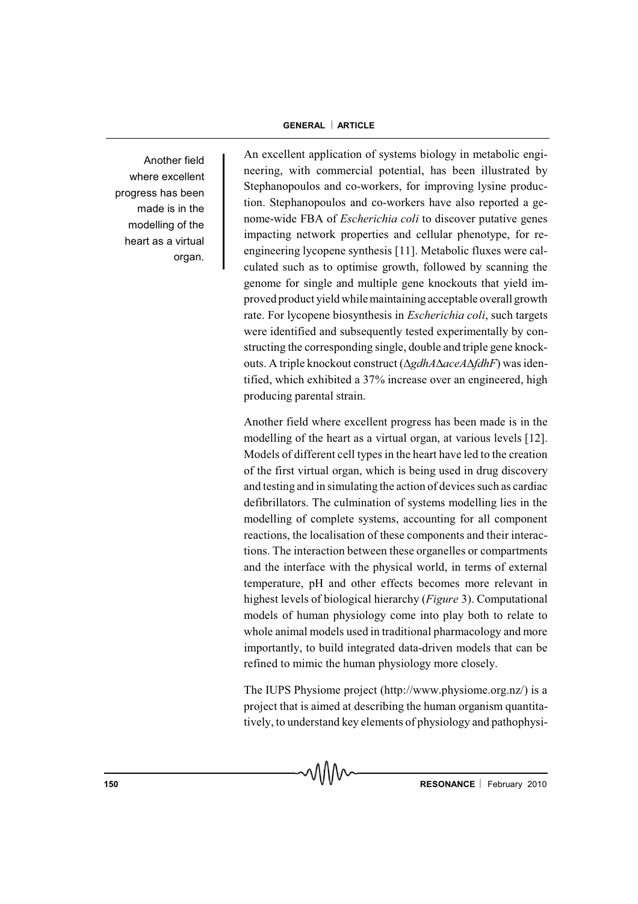Another field where excellent progress has been made is in the modelling of the heart as a virtual organ.

An excellent application of systems biology in metabolic engineering, with commercial potential, has been illustrated by Stephanopoulos and co-workers, for improving lysine production. Stephanopoulos and co-workers have also reported a genome-wide FBA of *Escherichia coli* to discover putative genes impacting network properties and cellular phenotype, for re-engineering lycopene synthesis [11]. Metabolic fluxes were calculated such as to optimise growth, followed by scanning the genome for single and multiple gene knockouts that yield improved product yield while maintaining acceptable overall growth rate. For lycopene biosynthesis in *Escherichia coli*, such targets were identified and subsequently tested experimentally by constructing the corresponding single, double and triple gene knockouts. A triple knockout construct (Δ*gdhA*Δ*aceA*Δ*fdhF*) was identified, which exhibited a 37% increase over an engineered, high producing parental strain.

Another field where excellent progress has been made is in the modelling of the heart as a virtual organ, at various levels [12]. Models of different cell types in the heart have led to the creation of the first virtual organ, which is being used in drug discovery and testing and in simulating the action of devices such as cardiac defibrillators. The culmination of systems modelling lies in the modelling of complete systems, accounting for all component reactions, the localisation of these components and their interactions. The interaction between these organelles or compartments and the interface with the physical world, in terms of external temperature, pH and other effects becomes more relevant in highest levels of biological hierarchy (*Figure* 3). Computational models of human physiology come into play both to relate to whole animal models used in traditional pharmacology and more importantly, to build integrated data-driven models that can be refined to mimic the human physiology more closely.

The IUPS Physiome project (http://www.physiome.org.nz/) is a project that is aimed at describing the human organism quantitatively, to understand key elements of physiology and pathophysi-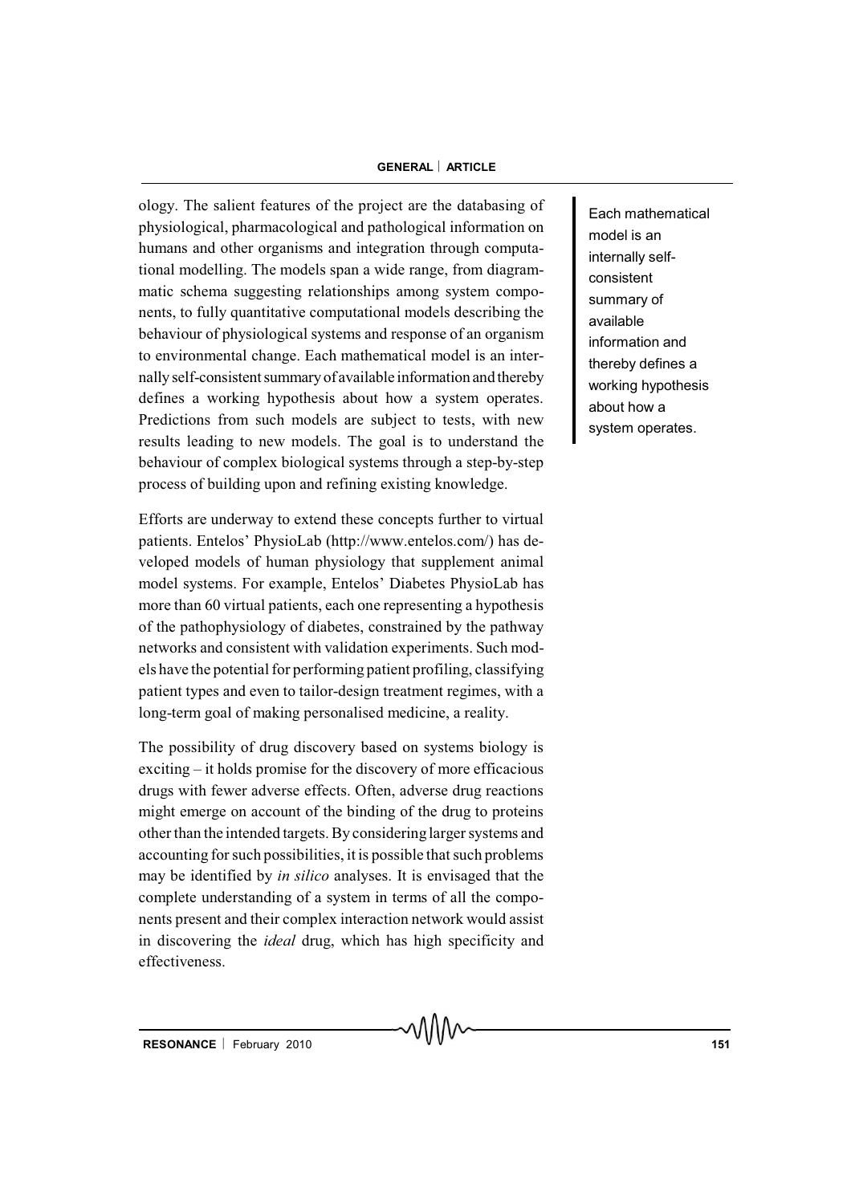ology. The salient features of the project are the databasing of physiological, pharmacological and pathological information on humans and other organisms and integration through computational modelling. The models span a wide range, from diagrammatic schema suggesting relationships among system components, to fully quantitative computational models describing the behaviour of physiological systems and response of an organism to environmental change. Each mathematical model is an internally self-consistent summary of available information and thereby defines a working hypothesis about how a system operates. Predictions from such models are subject to tests, with new results leading to new models. The goal is to understand the behaviour of complex biological systems through a step-by-step process of building upon and refining existing knowledge.

> Each mathematical model is an internally self-consistent summary of available information and thereby defines a working hypothesis about how a system operates.

Efforts are underway to extend these concepts further to virtual patients. Entelos' PhysioLab (http://www.entelos.com/) has developed models of human physiology that supplement animal model systems. For example, Entelos' Diabetes PhysioLab has more than 60 virtual patients, each one representing a hypothesis of the pathophysiology of diabetes, constrained by the pathway networks and consistent with validation experiments. Such models have the potential for performing patient profiling, classifying patient types and even to tailor-design treatment regimes, with a long-term goal of making personalised medicine, a reality.

The possibility of drug discovery based on systems biology is exciting – it holds promise for the discovery of more efficacious drugs with fewer adverse effects. Often, adverse drug reactions might emerge on account of the binding of the drug to proteins other than the intended targets. By considering larger systems and accounting for such possibilities, it is possible that such problems may be identified by *in silico* analyses. It is envisaged that the complete understanding of a system in terms of all the components present and their complex interaction network would assist in discovering the *ideal* drug, which has high specificity and effectiveness.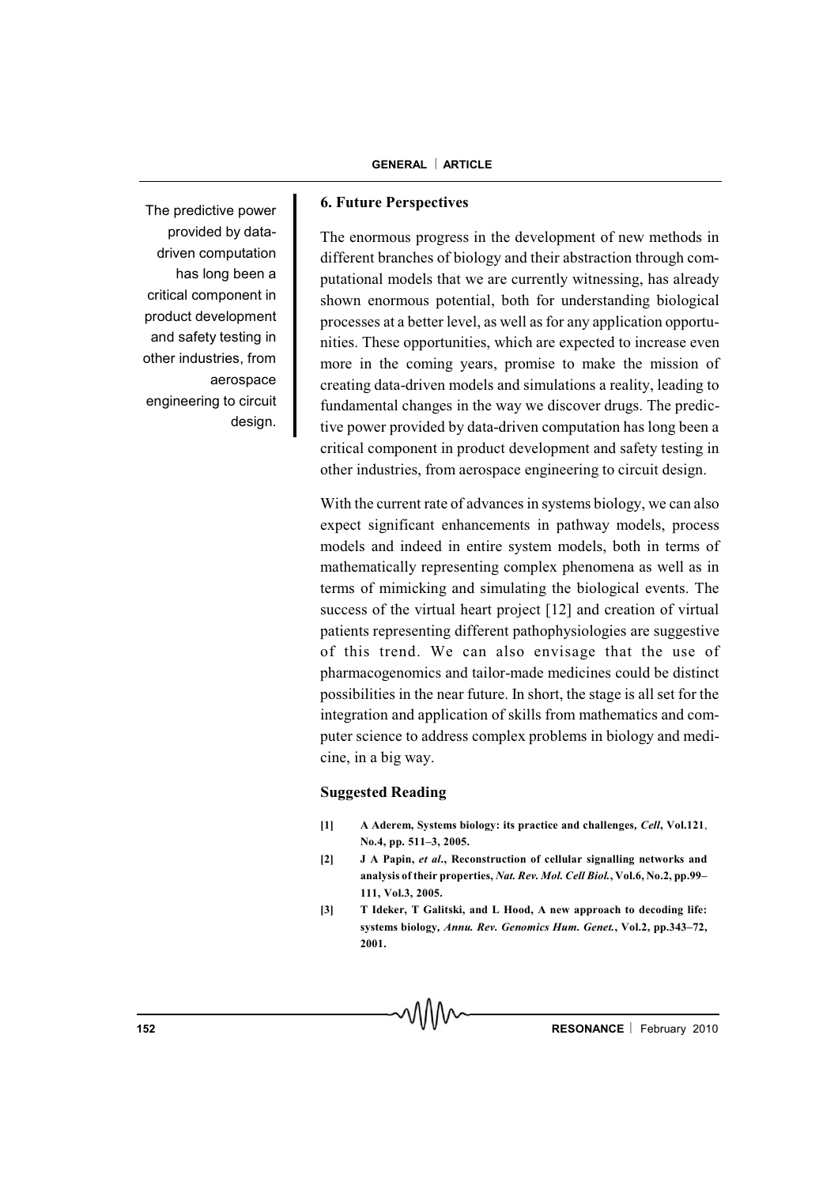The predictive power provided by data-driven computation has long been a critical component in product development and safety testing in other industries, from aerospace engineering to circuit design.

## 6. Future Perspectives

The enormous progress in the development of new methods in different branches of biology and their abstraction through computational models that we are currently witnessing, has already shown enormous potential, both for understanding biological processes at a better level, as well as for any application opportunities. These opportunities, which are expected to increase even more in the coming years, promise to make the mission of creating data-driven models and simulations a reality, leading to fundamental changes in the way we discover drugs. The predictive power provided by data-driven computation has long been a critical component in product development and safety testing in other industries, from aerospace engineering to circuit design.

With the current rate of advances in systems biology, we can also expect significant enhancements in pathway models, process models and indeed in entire system models, both in terms of mathematically representing complex phenomena as well as in terms of mimicking and simulating the biological events. The success of the virtual heart project [12] and creation of virtual patients representing different pathophysiologies are suggestive of this trend. We can also envisage that the use of pharmacogenomics and tailor-made medicines could be distinct possibilities in the near future. In short, the stage is all set for the integration and application of skills from mathematics and computer science to address complex problems in biology and medicine, in a big way.

## Suggested Reading

[1] A Aderem, Systems biology: its practice and challenges, *Cell*, Vol.121, No.4, pp. 511–3, 2005.

[2] J A Papin, *et al*., Reconstruction of cellular signalling networks and analysis of their properties, *Nat. Rev. Mol. Cell Biol.*, Vol.6, No.2, pp.99–111, Vol.3, 2005.

[3] T Ideker, T Galitski, and L Hood, A new approach to decoding life: systems biology, *Annu. Rev. Genomics Hum. Genet.*, Vol.2, pp.343–72, 2001.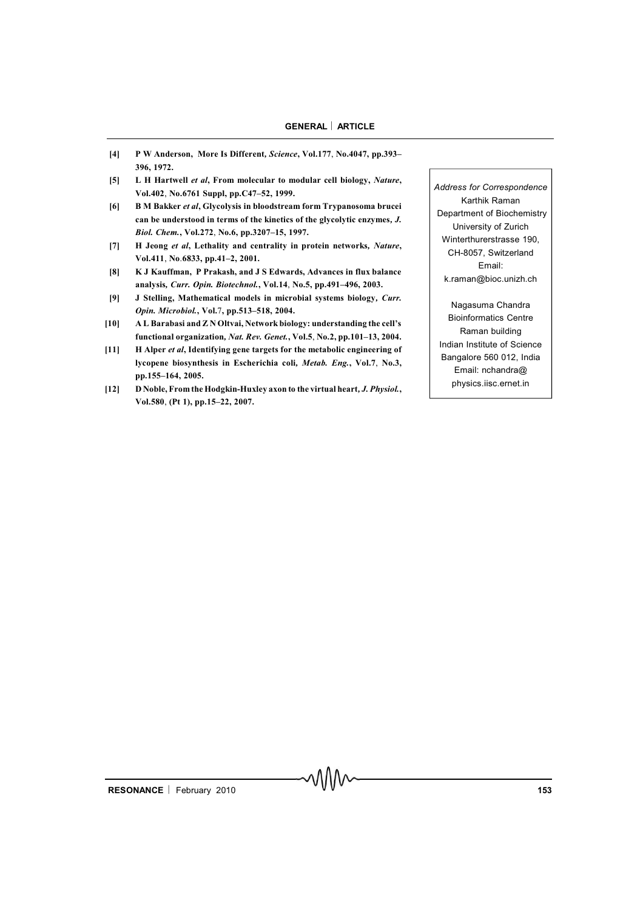[4] P W Anderson, More Is Different, *Science*, Vol.177, No.4047, pp.393–396, 1972.

[5] L H Hartwell *et al*, From molecular to modular cell biology, *Nature*, Vol.402, No.6761 Suppl, pp.C47–52, 1999.

[6] B M Bakker *et al*, Glycolysis in bloodstream form Trypanosoma brucei can be understood in terms of the kinetics of the glycolytic enzymes, *J. Biol. Chem.*, Vol.272, No.6, pp.3207–15, 1997.

[7] H Jeong *et al*, Lethality and centrality in protein networks, *Nature*, Vol.411, No.6833, pp.41–2, 2001.

[8] K J Kauffman, P Prakash, and J S Edwards, Advances in flux balance analysis, *Curr. Opin. Biotechnol.*, Vol.14, No.5, pp.491–496, 2003.

[9] J Stelling, Mathematical models in microbial systems biology, *Curr. Opin. Microbiol.*, Vol.7, pp.513–518, 2004.

[10] A L Barabasi and Z N Oltvai, Network biology: understanding the cell's functional organization, *Nat. Rev. Genet.*, Vol.5, No.2, pp.101–13, 2004.

[11] H Alper *et al*, Identifying gene targets for the metabolic engineering of lycopene biosynthesis in Escherichia coli, *Metab. Eng.*, Vol.7, No.3, pp.155–164, 2005.

[12] D Noble, From the Hodgkin-Huxley axon to the virtual heart, *J. Physiol.*, Vol.580, (Pt 1), pp.15–22, 2007.

*Address for Correspondence*

Karthik Raman
Department of Biochemistry
University of Zurich
Winterthurerstrasse 190,
CH-8057, Switzerland
Email:
k.raman@bioc.unizh.ch

Nagasuma Chandra
Bioinformatics Centre
Raman building
Indian Institute of Science
Bangalore 560 012, India
Email: nchandra@
physics.iisc.ernet.in